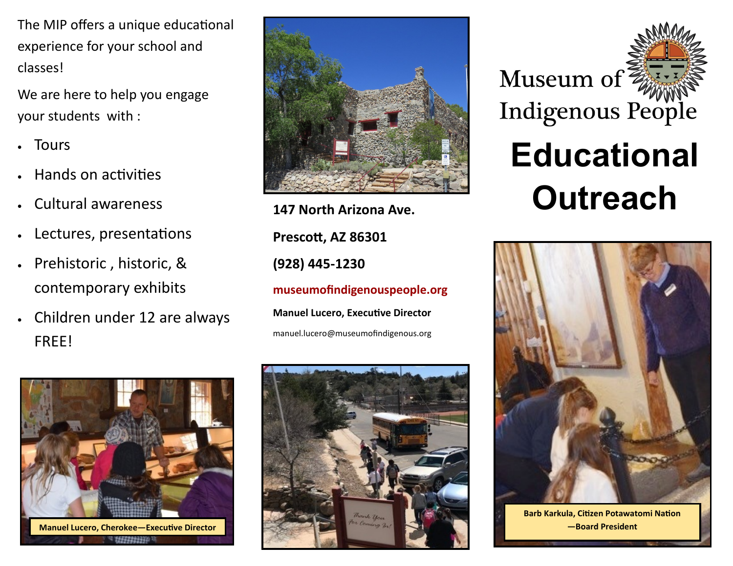The MIP offers a unique educational experience for your school and classes!

We are here to help you engage your students with :

- Tours
- Hands on activities
- Cultural awareness
- Lectures, presentations
- Prehistoric , historic, & contemporary exhibits
- Children under 12 are always FREE!

Manuel Lucero, Cherokee—Executive Director

**147 North Arizona Ave.**

**Prescott, AZ 86301**

**(928) 445-1230**

**museumofindigenouspeople.org**

**Manuel Lucero, Executive Director**

manuel.lucero@museumofindigenous.org

# Museum of Indigenous People

# Educational Outreach

**Barb Karkula, Citizen Potawatomi Nation —Board President**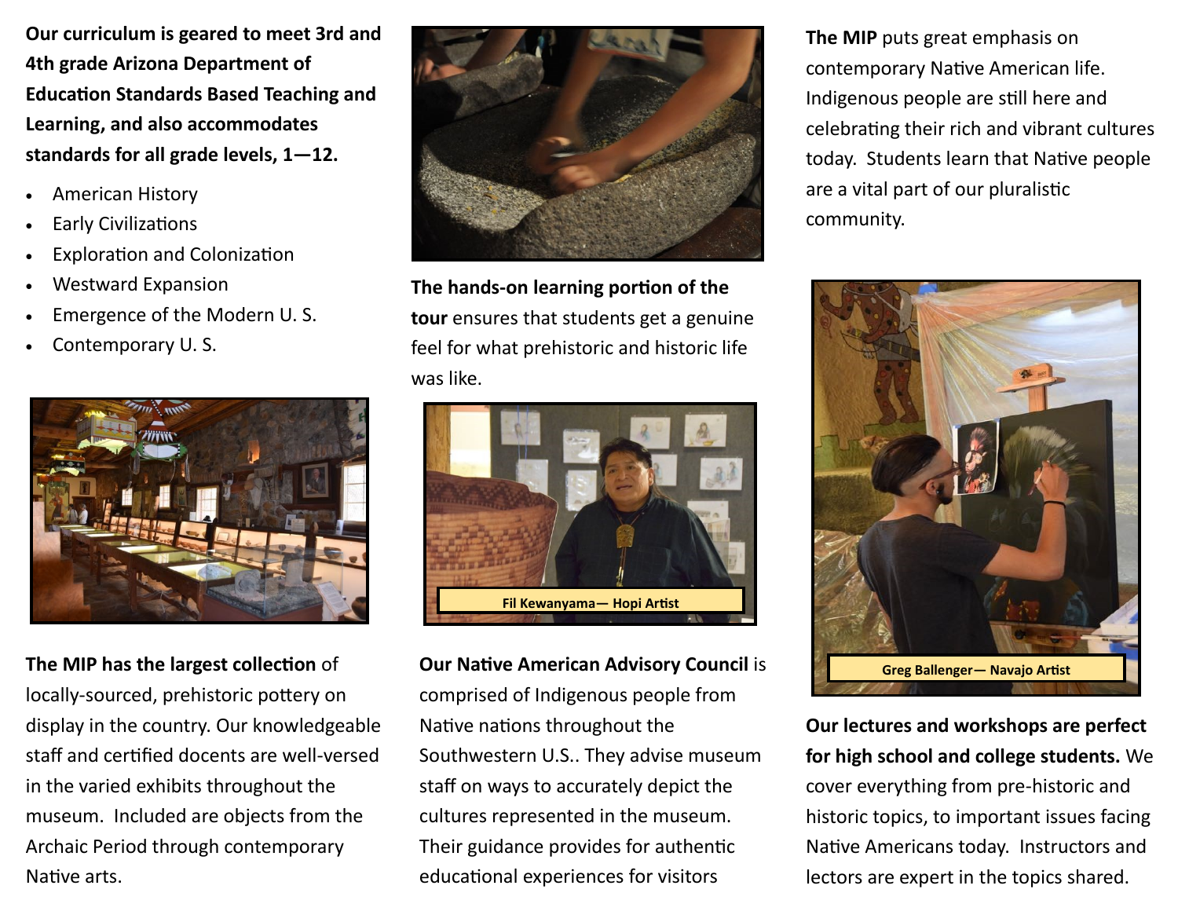**Our curriculum is geared to meet 3rd and 4th grade Arizona Department of Education Standards Based Teaching and Learning, and also accommodates standards for all grade levels, 1—12.**

- American History
- Early Civilizations
- Exploration and Colonization
- Westward Expansion
- Emergence of the Modern U. S.
- Contemporary U. S.

**The MIP has the largest collection** of locally-sourced, prehistoric pottery on display in the country. Our knowledgeable staff and certified docents are well-versed in the varied exhibits throughout the museum. Included are objects from the Archaic Period through contemporary Native arts.

**The hands-on learning portion of the tour** ensures that students get a genuine feel for what prehistoric and historic life was like.

Fil Kewanyama— Hopi Artist

**Our Native American Advisory Council** is comprised of Indigenous people from Native nations throughout the Southwestern U.S.. They advise museum staff on ways to accurately depict the cultures represented in the museum. Their guidance provides for authentic educational experiences for visitors

**The MIP** puts great emphasis on contemporary Native American life. Indigenous people are still here and celebrating their rich and vibrant cultures today. Students learn that Native people are a vital part of our pluralistic community.

Greg Ballenger— Navajo Artist

**Our lectures and workshops are perfect for high school and college students.** We cover everything from pre-historic and historic topics, to important issues facing Native Americans today. Instructors and lectors are expert in the topics shared.